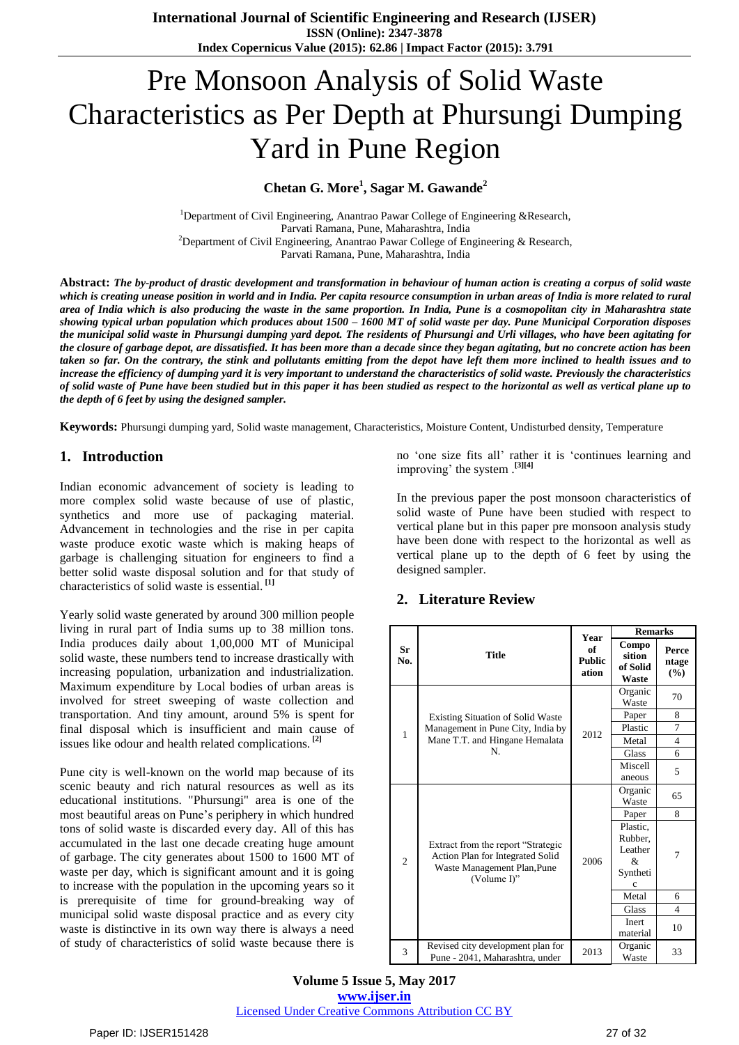# Pre Monsoon Analysis of Solid Waste Characteristics as Per Depth at Phursungi Dumping Yard in Pune Region

**Chetan G. More[1], Sagar M. Gawande[2]**

[1]Department of Civil Engineering, Anantrao Pawar College of Engineering &Research, Parvati Ramana, Pune, Maharashtra, India

[2]Department of Civil Engineering, Anantrao Pawar College of Engineering & Research, Parvati Ramana, Pune, Maharashtra, India

**Abstract:** ***The by-product of drastic development and transformation in behaviour of human action is creating a corpus of solid waste which is creating unease position in world and in India. Per capita resource consumption in urban areas of India is more related to rural area of India which is also producing the waste in the same proportion. In India, Pune is a cosmopolitan city in Maharashtra state showing typical urban population which produces about 1500 – 1600 MT of solid waste per day. Pune Municipal Corporation disposes the municipal solid waste in Phursungi dumping yard depot. The residents of Phursungi and Urli villages, who have been agitating for the closure of garbage depot, are dissatisfied. It has been more than a decade since they began agitating, but no concrete action has been taken so far. On the contrary, the stink and pollutants emitting from the depot have left them more inclined to health issues and to increase the efficiency of dumping yard it is very important to understand the characteristics of solid waste. Previously the characteristics of solid waste of Pune have been studied but in this paper it has been studied as respect to the horizontal as well as vertical plane up to the depth of 6 feet by using the designed sampler.***

**Keywords:** Phursungi dumping yard, Solid waste management, Characteristics, Moisture Content, Undisturbed density, Temperature

## 1. Introduction

Indian economic advancement of society is leading to more complex solid waste because of use of plastic, synthetics and more use of packaging material. Advancement in technologies and the rise in per capita waste produce exotic waste which is making heaps of garbage is challenging situation for engineers to find a better solid waste disposal solution and for that study of characteristics of solid waste is essential. [1]

Yearly solid waste generated by around 300 million people living in rural part of India sums up to 38 million tons. India produces daily about 1,00,000 MT of Municipal solid waste, these numbers tend to increase drastically with increasing population, urbanization and industrialization. Maximum expenditure by Local bodies of urban areas is involved for street sweeping of waste collection and transportation. And tiny amount, around 5% is spent for final disposal which is insufficient and main cause of issues like odour and health related complications. [2]

Pune city is well-known on the world map because of its scenic beauty and rich natural resources as well as its educational institutions. "Phursungi" area is one of the most beautiful areas on Pune's periphery in which hundred tons of solid waste is discarded every day. All of this has accumulated in the last one decade creating huge amount of garbage. The city generates about 1500 to 1600 MT of waste per day, which is significant amount and it is going to increase with the population in the upcoming years so it is prerequisite of time for ground-breaking way of municipal solid waste disposal practice and as every city waste is distinctive in its own way there is always a need of study of characteristics of solid waste because there is no 'one size fits all' rather it is 'continues learning and improving' the system .[3][4]

In the previous paper the post monsoon characteristics of solid waste of Pune have been studied with respect to vertical plane but in this paper pre monsoon analysis study have been done with respect to the horizontal as well as vertical plane up to the depth of 6 feet by using the designed sampler.

## 2. Literature Review

| Sr No. | Title | Year of Publication | Remarks | |
|---|---|---|---|---|
| | | | Composition of Solid Waste | Percentage (%) |
| 1 | Existing Situation of Solid Waste Management in Pune City, India by Mane T.T. and Hingane Hemalata N. | 2012 | Organic Waste | 70 |
| | | | Paper | 8 |
| | | | Plastic | 7 |
| | | | Metal | 4 |
| | | | Glass | 6 |
| | | | Miscellaneous | 5 |
| 2 | Extract from the report "Strategic Action Plan for Integrated Solid Waste Management Plan,Pune (Volume I)" | 2006 | Organic Waste | 65 |
| | | | Paper | 8 |
| | | | Plastic, Rubber, Leather & Synthetic | 7 |
| | | | Metal | 6 |
| | | | Glass | 4 |
| | | | Inert material | 10 |
| 3 | Revised city development plan for Pune - 2041, Maharashtra, under | 2013 | Organic Waste | 33 |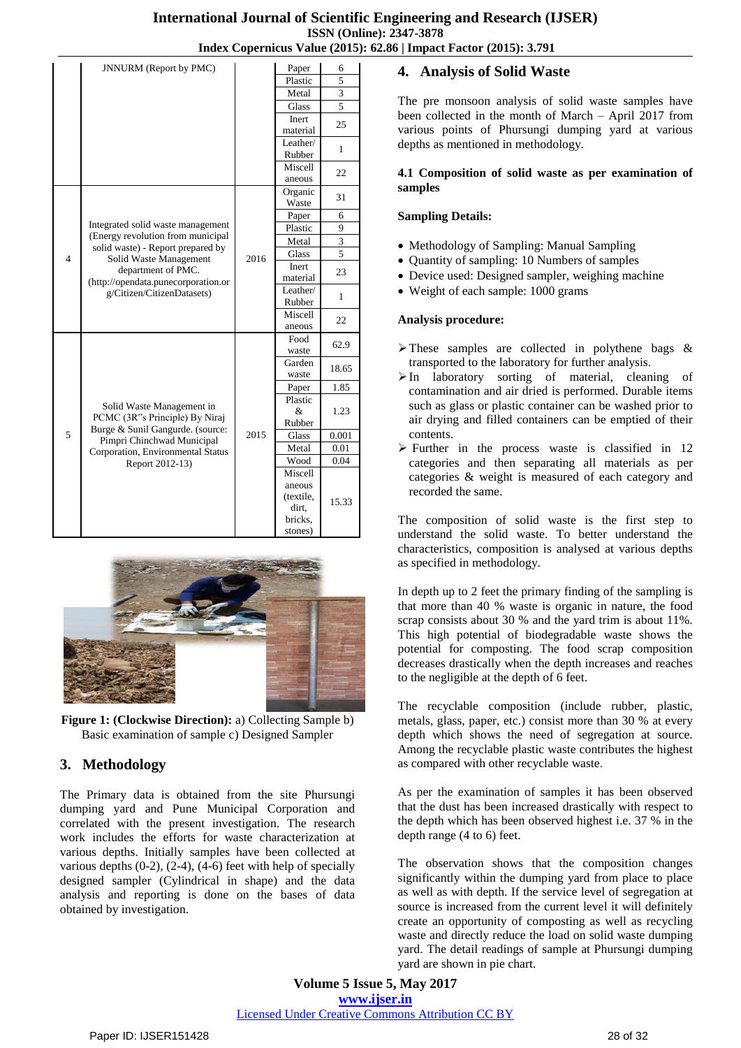| | JNNURM (Report by PMC) | | Paper | 6 |
|---|---|---|---|---|
| | | | Plastic | 5 |
| | | | Metal | 3 |
| | | | Glass | 5 |
| | | | Inert material | 25 |
| | | | Leather/ Rubber | 1 |
| | | | Miscellaneous | 22 |
| 4 | Integrated solid waste management (Energy revolution from municipal solid waste) - Report prepared by Solid Waste Management department of PMC. (http://opendata.punecorporation.org/Citizen/CitizenDatasets) | 2016 | Organic Waste | 31 |
| | | | Paper | 6 |
| | | | Plastic | 9 |
| | | | Metal | 3 |
| | | | Glass | 5 |
| | | | Inert material | 23 |
| | | | Leather/ Rubber | 1 |
| | | | Miscellaneous | 22 |
| 5 | Solid Waste Management in PCMC (3R"s Principle) By Niraj Burge & Sunil Gangurde. (source: Pimpri Chinchwad Municipal Corporation, Environmental Status Report 2012-13) | 2015 | Food waste | 62.9 |
| | | | Garden waste | 18.65 |
| | | | Paper | 1.85 |
| | | | Plastic & Rubber | 1.23 |
| | | | Glass | 0.001 |
| | | | Metal | 0.01 |
| | | | Wood | 0.04 |
| | | | Miscellaneous (textile, dirt, bricks, stones) | 15.33 |

**Figure 1: (Clockwise Direction):** a) Collecting Sample b) Basic examination of sample c) Designed Sampler

## 3. Methodology

The Primary data is obtained from the site Phursungi dumping yard and Pune Municipal Corporation and correlated with the present investigation. The research work includes the efforts for waste characterization at various depths. Initially samples have been collected at various depths (0-2), (2-4), (4-6) feet with help of specially designed sampler (Cylindrical in shape) and the data analysis and reporting is done on the bases of data obtained by investigation.

## 4. Analysis of Solid Waste

The pre monsoon analysis of solid waste samples have been collected in the month of March – April 2017 from various points of Phursungi dumping yard at various depths as mentioned in methodology.

### 4.1 Composition of solid waste as per examination of samples

**Sampling Details:**

- Methodology of Sampling: Manual Sampling
- Quantity of sampling: 10 Numbers of samples
- Device used: Designed sampler, weighing machine
- Weight of each sample: 1000 grams

**Analysis procedure:**

- These samples are collected in polythene bags & transported to the laboratory for further analysis.
- In laboratory sorting of material, cleaning of contamination and air dried is performed. Durable items such as glass or plastic container can be washed prior to air drying and filled containers can be emptied of their contents.
- Further in the process waste is classified in 12 categories and then separating all materials as per categories & weight is measured of each category and recorded the same.

The composition of solid waste is the first step to understand the solid waste. To better understand the characteristics, composition is analysed at various depths as specified in methodology.

In depth up to 2 feet the primary finding of the sampling is that more than 40 % waste is organic in nature, the food scrap consists about 30 % and the yard trim is about 11%. This high potential of biodegradable waste shows the potential for composting. The food scrap composition decreases drastically when the depth increases and reaches to the negligible at the depth of 6 feet.

The recyclable composition (include rubber, plastic, metals, glass, paper, etc.) consist more than 30 % at every depth which shows the need of segregation at source. Among the recyclable plastic waste contributes the highest as compared with other recyclable waste.

As per the examination of samples it has been observed that the dust has been increased drastically with respect to the depth which has been observed highest i.e. 37 % in the depth range (4 to 6) feet.

The observation shows that the composition changes significantly within the dumping yard from place to place as well as with depth. If the service level of segregation at source is increased from the current level it will definitely create an opportunity of composting as well as recycling waste and directly reduce the load on solid waste dumping yard. The detail readings of sample at Phursungi dumping yard are shown in pie chart.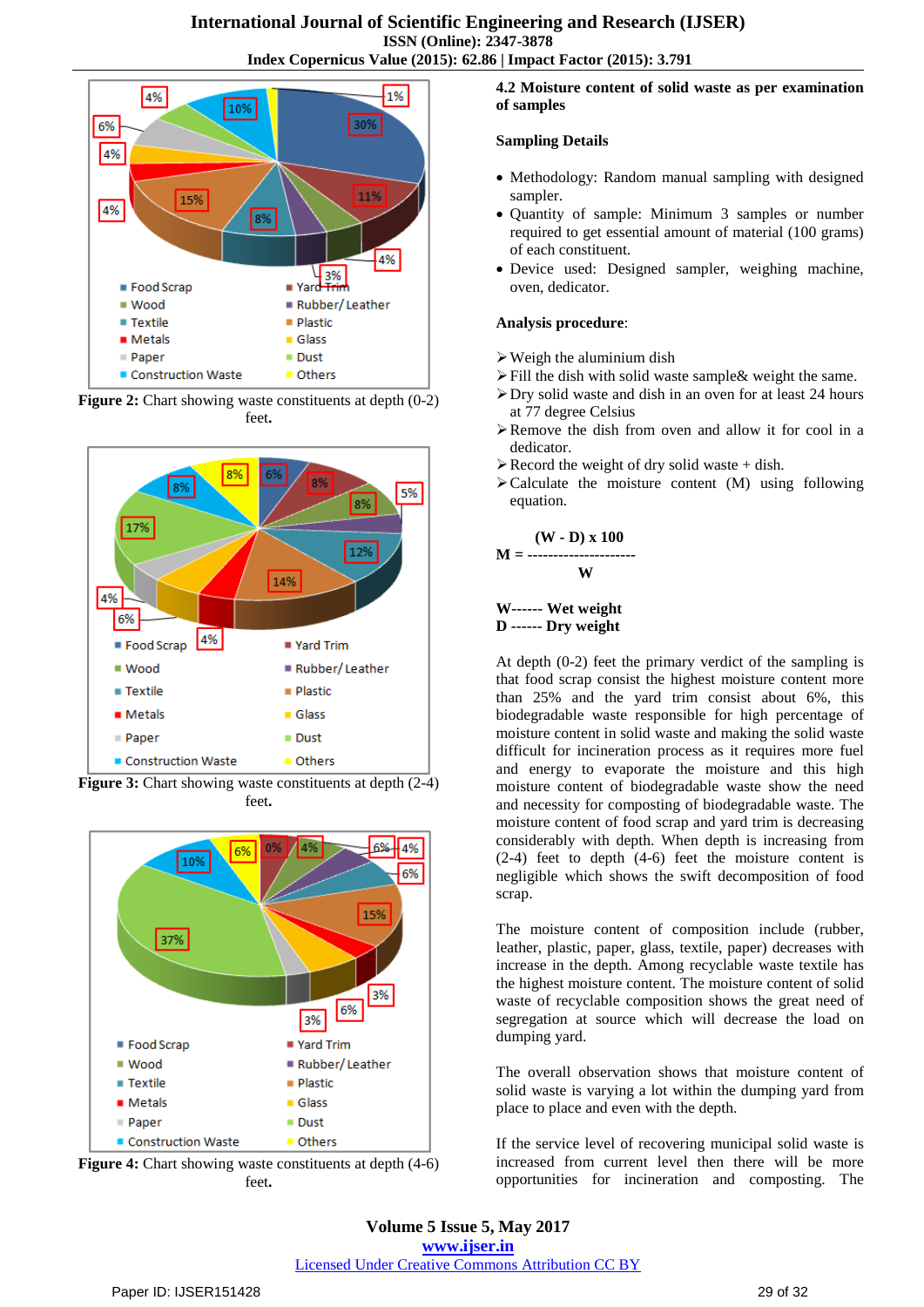Figure 2: Chart showing waste constituents at depth (0-2) feet.

Figure 3: Chart showing waste constituents at depth (2-4) feet.

Figure 4: Chart showing waste constituents at depth (4-6) feet.

### 4.2 Moisture content of solid waste as per examination of samples

**Sampling Details**

- Methodology: Random manual sampling with designed sampler.
- Quantity of sample: Minimum 3 samples or number required to get essential amount of material (100 grams) of each constituent.
- Device used: Designed sampler, weighing machine, oven, dedicator.

**Analysis procedure**:

- Weigh the aluminium dish
- Fill the dish with solid waste sample& weight the same.
- Dry solid waste and dish in an oven for at least 24 hours at 77 degree Celsius
- Remove the dish from oven and allow it for cool in a dedicator.
- Record the weight of dry solid waste + dish.
- Calculate the moisture content (M) using following equation.

$$M = \frac{(W - D) \times 100}{W}$$

**W------ Wet weight**
**D ------ Dry weight**

At depth (0-2) feet the primary verdict of the sampling is that food scrap consist the highest moisture content more than 25% and the yard trim consist about 6%, this biodegradable waste responsible for high percentage of moisture content in solid waste and making the solid waste difficult for incineration process as it requires more fuel and energy to evaporate the moisture and this high moisture content of biodegradable waste show the need and necessity for composting of biodegradable waste. The moisture content of food scrap and yard trim is decreasing considerably with depth. When depth is increasing from (2-4) feet to depth (4-6) feet the moisture content is negligible which shows the swift decomposition of food scrap.

The moisture content of composition include (rubber, leather, plastic, paper, glass, textile, paper) decreases with increase in the depth. Among recyclable waste textile has the highest moisture content. The moisture content of solid waste of recyclable composition shows the great need of segregation at source which will decrease the load on dumping yard.

The overall observation shows that moisture content of solid waste is varying a lot within the dumping yard from place to place and even with the depth.

If the service level of recovering municipal solid waste is increased from current level then there will be more opportunities for incineration and composting. The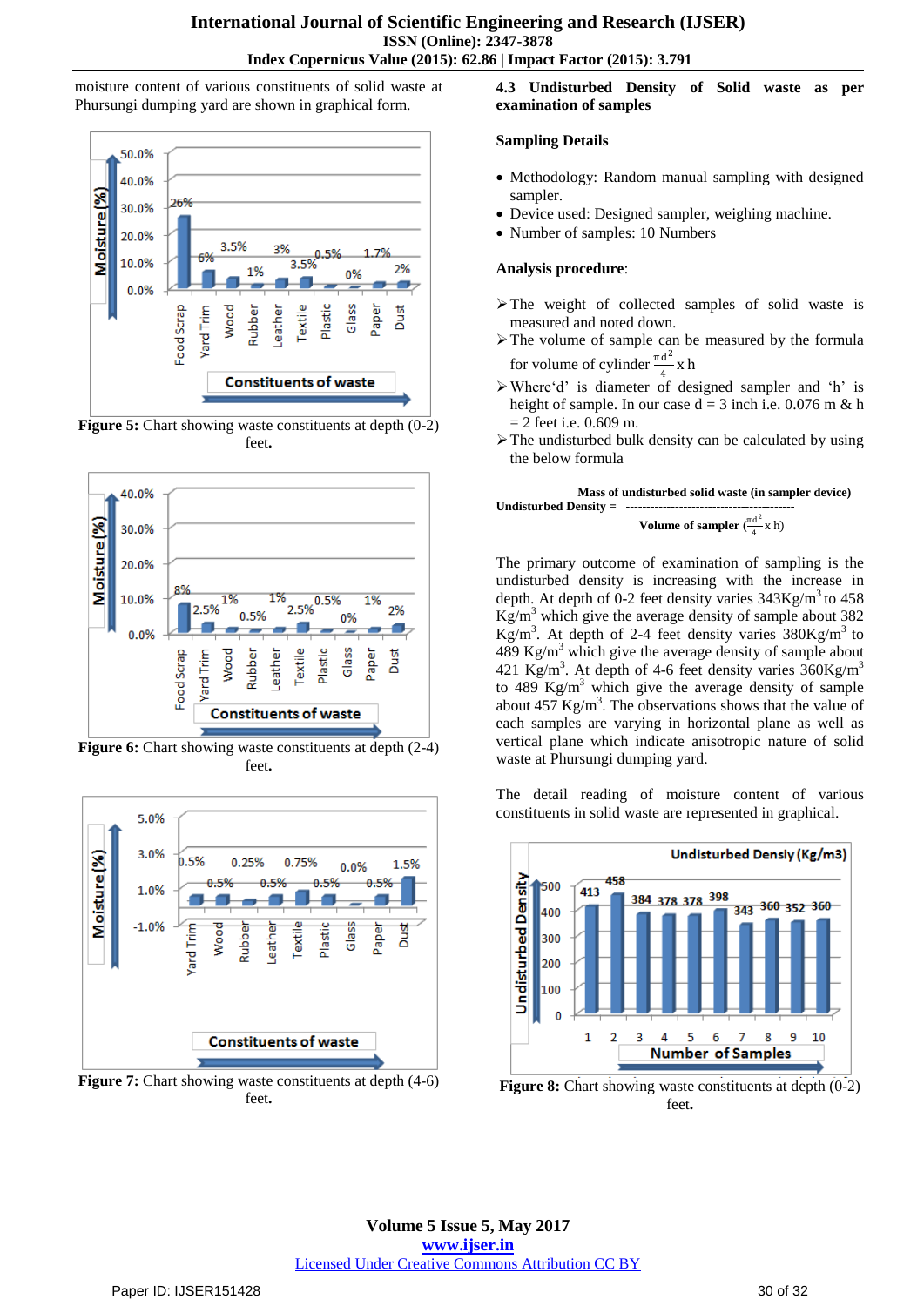moisture content of various constituents of solid waste at Phursungi dumping yard are shown in graphical form.

**Figure 5:** Chart showing waste constituents at depth (0-2) feet.

**Figure 6:** Chart showing waste constituents at depth (2-4) feet.

**Figure 7:** Chart showing waste constituents at depth (4-6) feet.

### 4.3 Undisturbed Density of Solid waste as per examination of samples

**Sampling Details**

- Methodology: Random manual sampling with designed sampler.
- Device used: Designed sampler, weighing machine.
- Number of samples: 10 Numbers

**Analysis procedure**:

- The weight of collected samples of solid waste is measured and noted down.
- The volume of sample can be measured by the formula for volume of cylinder $\frac{\pi d^2}{4}$ x h
- Where'd' is diameter of designed sampler and 'h' is height of sample. In our case d = 3 inch i.e. 0.076 m & h = 2 feet i.e. 0.609 m.
- The undisturbed bulk density can be calculated by using the below formula

$$\text{Undisturbed Density} = \frac{\text{Mass of undisturbed solid waste (in sampler device)}}{\text{Volume of sampler } \left(\frac{\pi d^2}{4} \text{ x h}\right)}$$

The primary outcome of examination of sampling is the undisturbed density is increasing with the increase in depth. At depth of 0-2 feet density varies 343Kg/m$^3$ to 458 Kg/m$^3$ which give the average density of sample about 382 Kg/m$^3$. At depth of 2-4 feet density varies 380Kg/m$^3$ to 489 Kg/m$^3$ which give the average density of sample about 421 Kg/m$^3$. At depth of 4-6 feet density varies 360Kg/m$^3$ to 489 Kg/m$^3$ which give the average density of sample about 457 Kg/m$^3$. The observations shows that the value of each samples are varying in horizontal plane as well as vertical plane which indicate anisotropic nature of solid waste at Phursungi dumping yard.

The detail reading of moisture content of various constituents in solid waste are represented in graphical.

**Figure 8:** Chart showing waste constituents at depth (0-2) feet.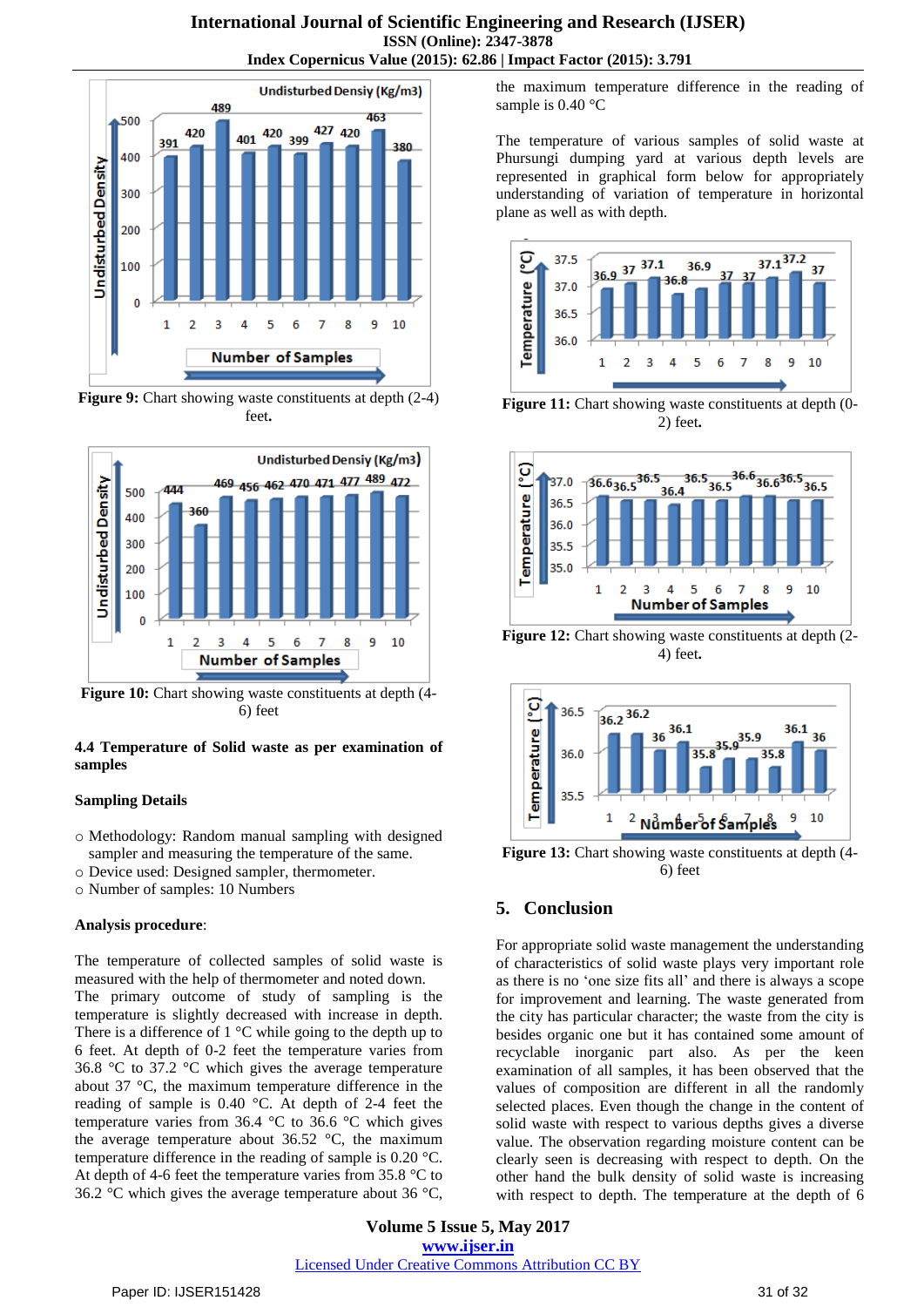Figure 9: Chart showing waste constituents at depth (2-4) feet.

Figure 10: Chart showing waste constituents at depth (4-6) feet

### 4.4 Temperature of Solid waste as per examination of samples

**Sampling Details**

- Methodology: Random manual sampling with designed sampler and measuring the temperature of the same.
- Device used: Designed sampler, thermometer.
- Number of samples: 10 Numbers

**Analysis procedure**:

The temperature of collected samples of solid waste is measured with the help of thermometer and noted down. The primary outcome of study of sampling is the temperature is slightly decreased with increase in depth. There is a difference of 1 °C while going to the depth up to 6 feet. At depth of 0-2 feet the temperature varies from 36.8 °C to 37.2 °C which gives the average temperature about 37 °C, the maximum temperature difference in the reading of sample is 0.40 °C. At depth of 2-4 feet temperature varies from 36.4 °C to 36.6 °C which gives the average temperature about 36.52 °C, the maximum temperature difference in the reading of sample is 0.20 °C. At depth of 4-6 feet the temperature varies from 35.8 °C to 36.2 °C which gives the average temperature about 36 °C, the maximum temperature difference in the reading of sample is 0.40 °C

The temperature of various samples of solid waste at Phursungi dumping yard at various depth levels are represented in graphical form below for appropriately understanding of variation of temperature in horizontal plane as well as with depth.

Figure 11: Chart showing waste constituents at depth (0-2) feet.

Figure 12: Chart showing waste constituents at depth (2-4) feet.

Figure 13: Chart showing waste constituents at depth (4-6) feet

## 5. Conclusion

For appropriate solid waste management the understanding of characteristics of solid waste plays very important role as there is no 'one size fits all' and there is always a scope for improvement and learning. The waste generated from the city has particular character; the waste from the city is besides organic one but it has contained some amount of recyclable inorganic part also. As per the keen examination of all samples, it has been observed that the values of composition are different in all the randomly selected places. Even though the change in the content of solid waste with respect to various depths gives a diverse value. The observation regarding moisture content can be clearly seen is decreasing with respect to depth. On the other hand the bulk density of solid waste is increasing with respect to depth. The temperature at the depth of 6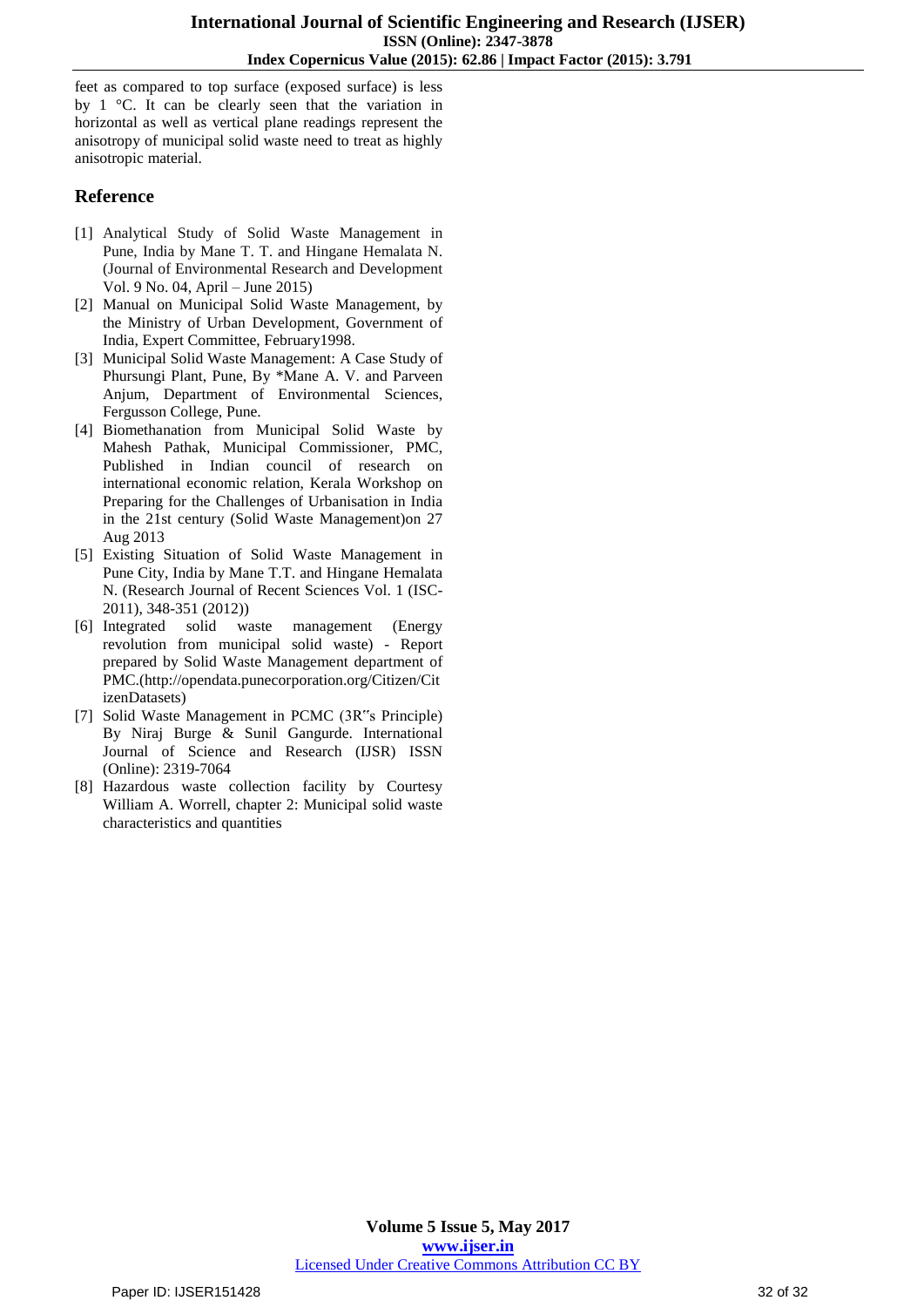feet as compared to top surface (exposed surface) is less by 1 °C. It can be clearly seen that the variation in horizontal as well as vertical plane readings represent the anisotropy of municipal solid waste need to treat as highly anisotropic material.

## Reference

[1] Analytical Study of Solid Waste Management in Pune, India by Mane T. T. and Hingane Hemalata N. (Journal of Environmental Research and Development Vol. 9 No. 04, April – June 2015)

[2] Manual on Municipal Solid Waste Management, by the Ministry of Urban Development, Government of India, Expert Committee, February1998.

[3] Municipal Solid Waste Management: A Case Study of Phursungi Plant, Pune, By *Mane A. V. and Parveen Anjum, Department of Environmental Sciences, Fergusson College, Pune.

[4] Biomethanation from Municipal Solid Waste by Mahesh Pathak, Municipal Commissioner, PMC, Published in Indian council of research on international economic relation, Kerala Workshop on Preparing for the Challenges of Urbanisation in India in the 21st century (Solid Waste Management)on 27 Aug 2013

[5] Existing Situation of Solid Waste Management in Pune City, India by Mane T.T. and Hingane Hemalata N. (Research Journal of Recent Sciences Vol. 1 (ISC-2011), 348-351 (2012))

[6] Integrated solid waste management (Energy revolution from municipal solid waste) - Report prepared by Solid Waste Management department of PMC.(http://opendata.punecorporation.org/Citizen/CitizenDatasets)

[7] Solid Waste Management in PCMC (3R‟s Principle) By Niraj Burge & Sunil Gangurde. International Journal of Science and Research (IJSR) ISSN (Online): 2319-7064

[8] Hazardous waste collection facility by Courtesy William A. Worrell, chapter 2: Municipal solid waste characteristics and quantities